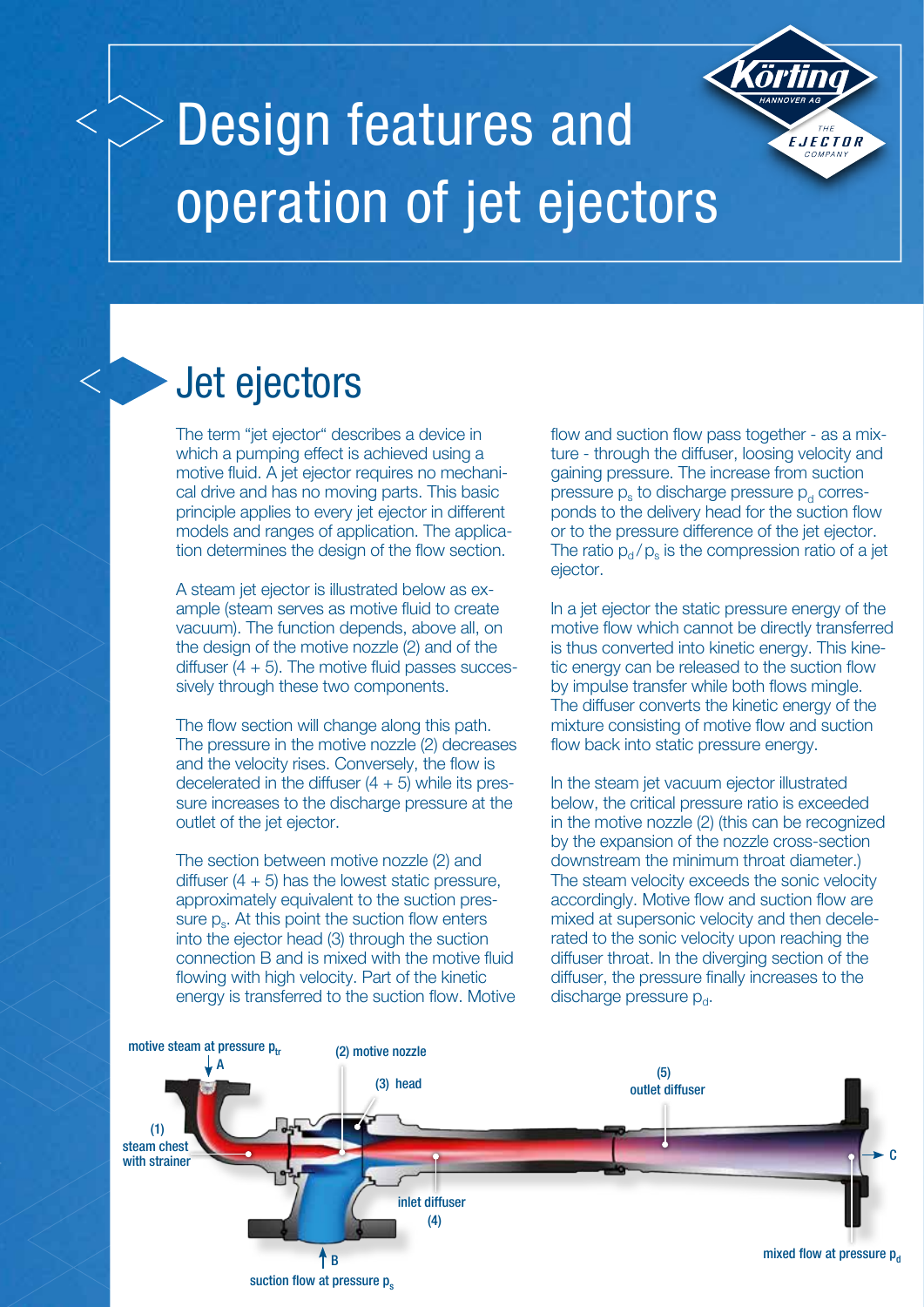# Design features and operation of jet ejectors

Körting HANNOVER AG – THE EJECTOR COMPANY

## Jet ejectors

The term "jet ejector" describes a device in which a pumping effect is achieved using a motive fluid. A jet ejector requires no mechanical drive and has no moving parts. This basic principle applies to every jet ejector in different models and ranges of application. The application determines the design of the flow section.

A steam jet ejector is illustrated below as example (steam serves as motive fluid to create vacuum). The function depends, above all, on the design of the motive nozzle (2) and of the diffuser (4 + 5). The motive fluid passes successively through these two components.

The flow section will change along this path. The pressure in the motive nozzle (2) decreases and the velocity rises. Conversely, the flow is decelerated in the diffuser (4 + 5) while its pressure increases to the discharge pressure at the outlet of the jet ejector.

The section between motive nozzle (2) and diffuser (4 + 5) has the lowest static pressure, approximately equivalent to the suction pressure $p_s$. At this point the suction flow enters into the ejector head (3) through the suction connection B and is mixed with the motive fluid flowing with high velocity. Part of the kinetic energy is transferred to the suction flow. Motive flow and suction flow pass together - as a mixture - through the diffuser, loosing velocity and gaining pressure. The increase from suction pressure $p_s$ to discharge pressure $p_d$ corresponds to the delivery head for the suction flow or to the pressure difference of the jet ejector. The ratio $p_d / p_s$ is the compression ratio of a jet ejector.

In a jet ejector the static pressure energy of the motive flow which cannot be directly transferred is thus converted into kinetic energy. This kinetic energy can be released to the suction flow by impulse transfer while both flows mingle. The diffuser converts the kinetic energy of the mixture consisting of motive flow and suction flow back into static pressure energy.

In the steam jet vacuum ejector illustrated below, the critical pressure ratio is exceeded in the motive nozzle (2) (this can be recognized by the expansion of the nozzle cross-section downstream the minimum throat diameter.) The steam velocity exceeds the sonic velocity accordingly. Motive flow and suction flow are mixed at supersonic velocity and then decelerated to the sonic velocity upon reaching the diffuser throat. In the diverging section of the diffuser, the pressure finally increases to the discharge pressure $p_d$.

motive steam at pressure $p_{tr}$ A

(1) steam chest with strainer

(2) motive nozzle

(3) head

(4) inlet diffuser

(5) outlet diffuser

B suction flow at pressure $p_s$

C mixed flow at pressure $p_d$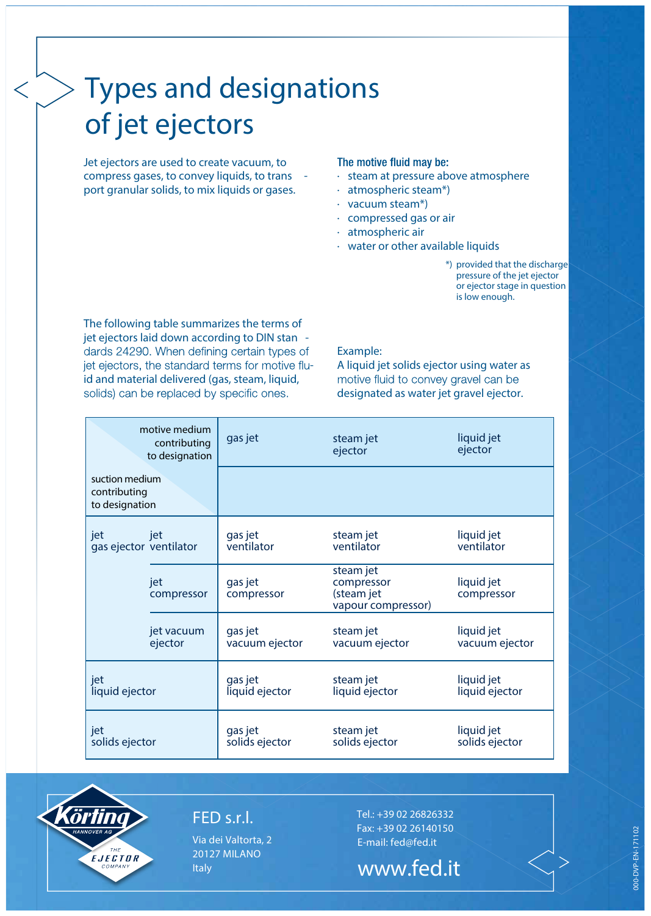# Types and designations of jet ejectors

Jet ejectors are used to create vacuum, to compress gases, to convey liquids, to transport granular solids, to mix liquids or gases.

**The motive fluid may be:**

- steam at pressure above atmosphere
- atmospheric steam*)
- vacuum steam*)
- compressed gas or air
- atmospheric air
- water or other available liquids

*) provided that the discharge pressure of the jet ejector or ejector stage in question is low enough.

The following table summarizes the terms of jet ejectors laid down according to DIN standards 24290. When defining certain types of jet ejectors, the standard terms for motive fluid and material delivered (gas, steam, liquid, solids) can be replaced by specific ones.

Example:
A liquid jet solids ejector using water as motive fluid to convey gravel can be designated as water jet gravel ejector.

| motive medium contributing to designation / suction medium contributing to designation | | gas jet | steam jet ejector | liquid jet ejector |
|---|---|---|---|---|
| jet gas ejector | jet ventilator | gas jet ventilator | steam jet ventilator | liquid jet ventilator |
| | jet compressor | gas jet compressor | steam jet compressor (steam jet vapour compressor) | liquid jet compressor |
| | jet vacuum ejector | gas jet vacuum ejector | steam jet vacuum ejector | liquid jet vacuum ejector |
| jet liquid ejector | | gas jet liquid ejector | steam jet liquid ejector | liquid jet liquid ejector |
| jet solids ejector | | gas jet solids ejector | steam jet solids ejector | liquid jet solids ejector |

Körting HANNOVER AG – THE EJECTOR COMPANY

FED s.r.l.
Via dei Valtorta, 2
20127 MILANO
Italy

Tel.: +39 02 26826332
Fax: +39 02 26140150
E-mail: fed@fed.it

www.fed.it

000-DVP-EN-171102